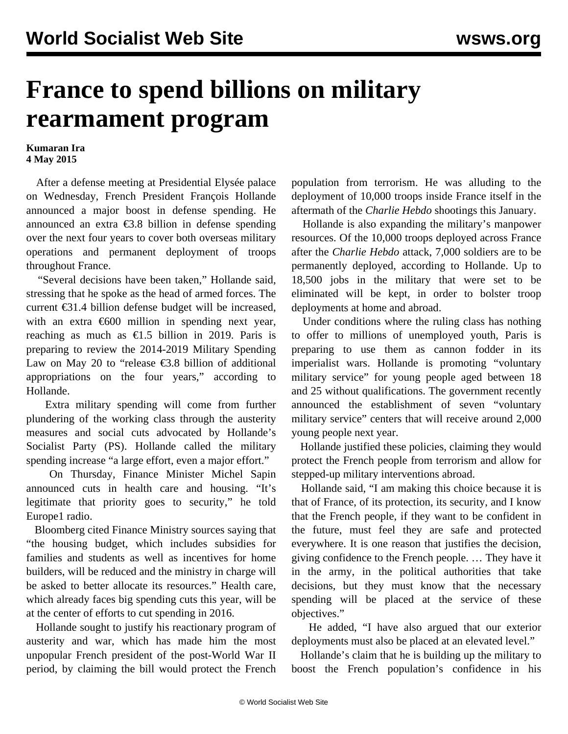# France to spend billions on military rearmament program

**Kumaran Ira**
**4 May 2015**

After a defense meeting at Presidential Elysée palace on Wednesday, French President François Hollande announced a major boost in defense spending. He announced an extra €3.8 billion in defense spending over the next four years to cover both overseas military operations and permanent deployment of troops throughout France.

"Several decisions have been taken," Hollande said, stressing that he spoke as the head of armed forces. The current €31.4 billion defense budget will be increased, with an extra €600 million in spending next year, reaching as much as €1.5 billion in 2019. Paris is preparing to review the 2014-2019 Military Spending Law on May 20 to "release €3.8 billion of additional appropriations on the four years," according to Hollande.

Extra military spending will come from further plundering of the working class through the austerity measures and social cuts advocated by Hollande's Socialist Party (PS). Hollande called the military spending increase "a large effort, even a major effort."

On Thursday, Finance Minister Michel Sapin announced cuts in health care and housing. "It's legitimate that priority goes to security," he told Europe1 radio.

Bloomberg cited Finance Ministry sources saying that "the housing budget, which includes subsidies for families and students as well as incentives for home builders, will be reduced and the ministry in charge will be asked to better allocate its resources." Health care, which already faces big spending cuts this year, will be at the center of efforts to cut spending in 2016.

Hollande sought to justify his reactionary program of austerity and war, which has made him the most unpopular French president of the post-World War II period, by claiming the bill would protect the French population from terrorism. He was alluding to the deployment of 10,000 troops inside France itself in the aftermath of the *Charlie Hebdo* shootings this January.

Hollande is also expanding the military's manpower resources. Of the 10,000 troops deployed across France after the *Charlie Hebdo* attack, 7,000 soldiers are to be permanently deployed, according to Hollande. Up to 18,500 jobs in the military that were set to be eliminated will be kept, in order to bolster troop deployments at home and abroad.

Under conditions where the ruling class has nothing to offer to millions of unemployed youth, Paris is preparing to use them as cannon fodder in its imperialist wars. Hollande is promoting "voluntary military service" for young people aged between 18 and 25 without qualifications. The government recently announced the establishment of seven "voluntary military service" centers that will receive around 2,000 young people next year.

Hollande justified these policies, claiming they would protect the French people from terrorism and allow for stepped-up military interventions abroad.

Hollande said, "I am making this choice because it is that of France, of its protection, its security, and I know that the French people, if they want to be confident in the future, must feel they are safe and protected everywhere. It is one reason that justifies the decision, giving confidence to the French people. … They have it in the army, in the political authorities that take decisions, but they must know that the necessary spending will be placed at the service of these objectives."

He added, "I have also argued that our exterior deployments must also be placed at an elevated level."

Hollande's claim that he is building up the military to boost the French population's confidence in his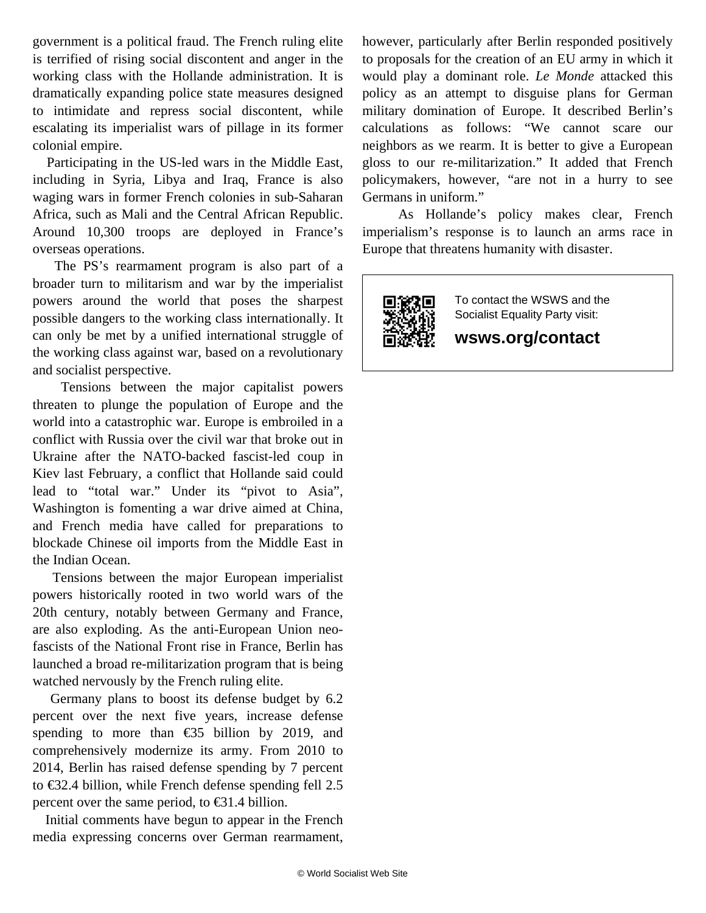government is a political fraud. The French ruling elite is terrified of rising social discontent and anger in the working class with the Hollande administration. It is dramatically expanding police state measures designed to intimidate and repress social discontent, while escalating its imperialist wars of pillage in its former colonial empire.

Participating in the US-led wars in the Middle East, including in Syria, Libya and Iraq, France is also waging wars in former French colonies in sub-Saharan Africa, such as Mali and the Central African Republic. Around 10,300 troops are deployed in France's overseas operations.

The PS's rearmament program is also part of a broader turn to militarism and war by the imperialist powers around the world that poses the sharpest possible dangers to the working class internationally. It can only be met by a unified international struggle of the working class against war, based on a revolutionary and socialist perspective.

Tensions between the major capitalist powers threaten to plunge the population of Europe and the world into a catastrophic war. Europe is embroiled in a conflict with Russia over the civil war that broke out in Ukraine after the NATO-backed fascist-led coup in Kiev last February, a conflict that Hollande said could lead to "total war." Under its "pivot to Asia", Washington is fomenting a war drive aimed at China, and French media have called for preparations to blockade Chinese oil imports from the Middle East in the Indian Ocean.

Tensions between the major European imperialist powers historically rooted in two world wars of the 20th century, notably between Germany and France, are also exploding. As the anti-European Union neo-fascists of the National Front rise in France, Berlin has launched a broad re-militarization program that is being watched nervously by the French ruling elite.

Germany plans to boost its defense budget by 6.2 percent over the next five years, increase defense spending to more than €35 billion by 2019, and comprehensively modernize its army. From 2010 to 2014, Berlin has raised defense spending by 7 percent to €32.4 billion, while French defense spending fell 2.5 percent over the same period, to €31.4 billion.

Initial comments have begun to appear in the French media expressing concerns over German rearmament, however, particularly after Berlin responded positively to proposals for the creation of an EU army in which it would play a dominant role. *Le Monde* attacked this policy as an attempt to disguise plans for German military domination of Europe. It described Berlin's calculations as follows: "We cannot scare our neighbors as we rearm. It is better to give a European gloss to our re-militarization." It added that French policymakers, however, "are not in a hurry to see Germans in uniform."

As Hollande's policy makes clear, French imperialism's response is to launch an arms race in Europe that threatens humanity with disaster.

To contact the WSWS and the Socialist Equality Party visit:

**wsws.org/contact**